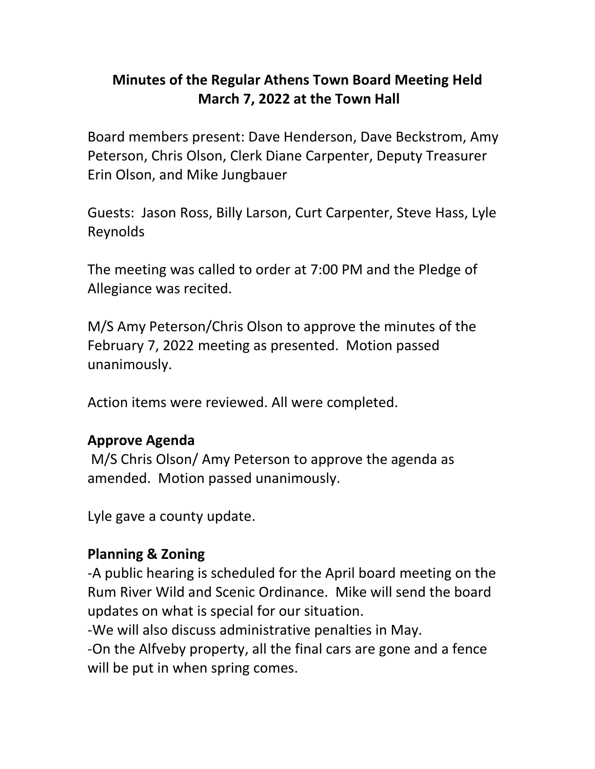# Minutes of the Regular Athens Town Board Meeting Held March 7, 2022 at the Town Hall

Board members present: Dave Henderson, Dave Beckstrom, Amy Peterson, Chris Olson, Clerk Diane Carpenter, Deputy Treasurer Erin Olson, and Mike Jungbauer

Guests: Jason Ross, Billy Larson, Curt Carpenter, Steve Hass, Lyle Reynolds

The meeting was called to order at 7:00 PM and the Pledge of Allegiance was recited.

M/S Amy Peterson/Chris Olson to approve the minutes of the February 7, 2022 meeting as presented. Motion passed unanimously.

Action items were reviewed. All were completed.

## Approve Agenda

M/S Chris Olson/ Amy Peterson to approve the agenda as amended. Motion passed unanimously.

Lyle gave a county update.

## Planning & Zoning

-A public hearing is scheduled for the April board meeting on the Rum River Wild and Scenic Ordinance. Mike will send the board updates on what is special for our situation.
-We will also discuss administrative penalties in May.
-On the Alfveby property, all the final cars are gone and a fence will be put in when spring comes.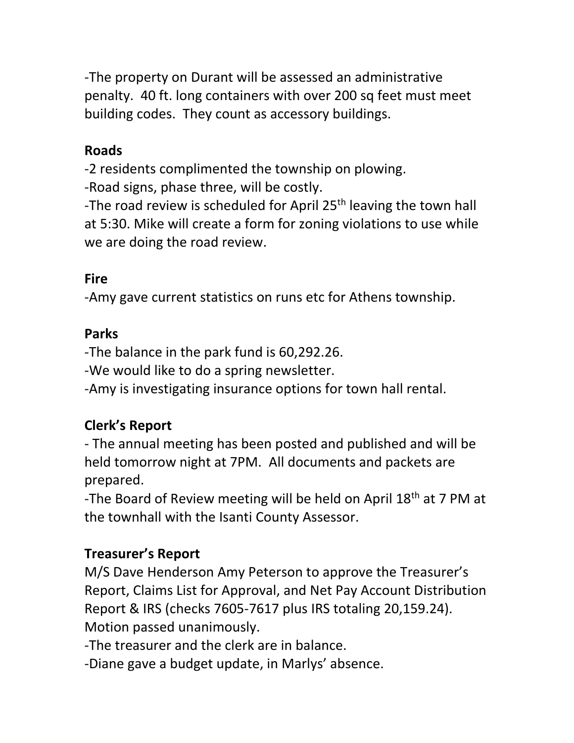-The property on Durant will be assessed an administrative penalty. 40 ft. long containers with over 200 sq feet must meet building codes. They count as accessory buildings.

**Roads**

-2 residents complimented the township on plowing.

-Road signs, phase three, will be costly.

-The road review is scheduled for April 25th leaving the town hall at 5:30. Mike will create a form for zoning violations to use while we are doing the road review.

**Fire**

-Amy gave current statistics on runs etc for Athens township.

**Parks**

-The balance in the park fund is 60,292.26.

-We would like to do a spring newsletter.

-Amy is investigating insurance options for town hall rental.

**Clerk's Report**

- The annual meeting has been posted and published and will be held tomorrow night at 7PM. All documents and packets are prepared.

-The Board of Review meeting will be held on April 18th at 7 PM at the townhall with the Isanti County Assessor.

**Treasurer's Report**

M/S Dave Henderson Amy Peterson to approve the Treasurer's Report, Claims List for Approval, and Net Pay Account Distribution Report & IRS (checks 7605-7617 plus IRS totaling 20,159.24). Motion passed unanimously.

-The treasurer and the clerk are in balance.

-Diane gave a budget update, in Marlys' absence.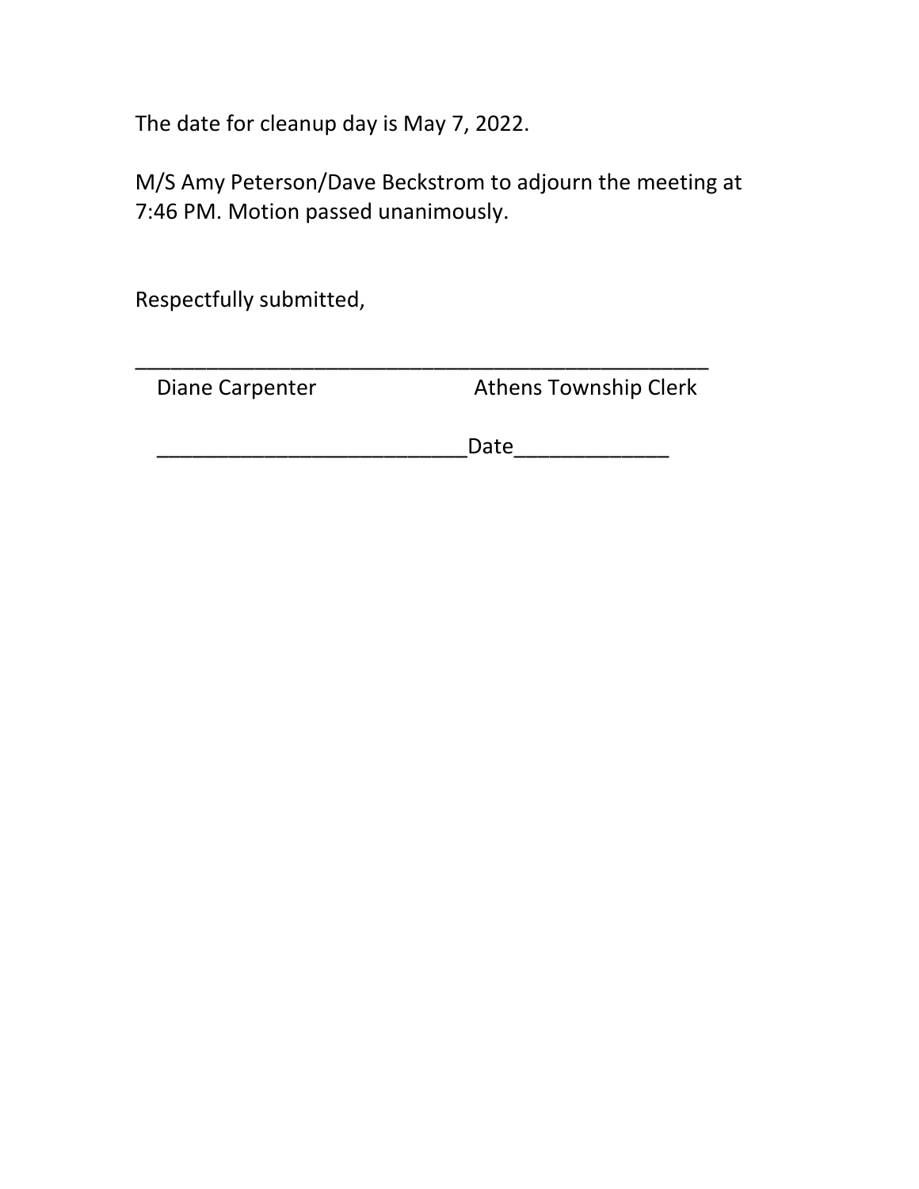The date for cleanup day is May 7, 2022.

M/S Amy Peterson/Dave Beckstrom to adjourn the meeting at 7:46 PM. Motion passed unanimously.

Respectfully submitted,

_____________________________________________________

Diane Carpenter Athens Township Clerk

____________________________Date_____________